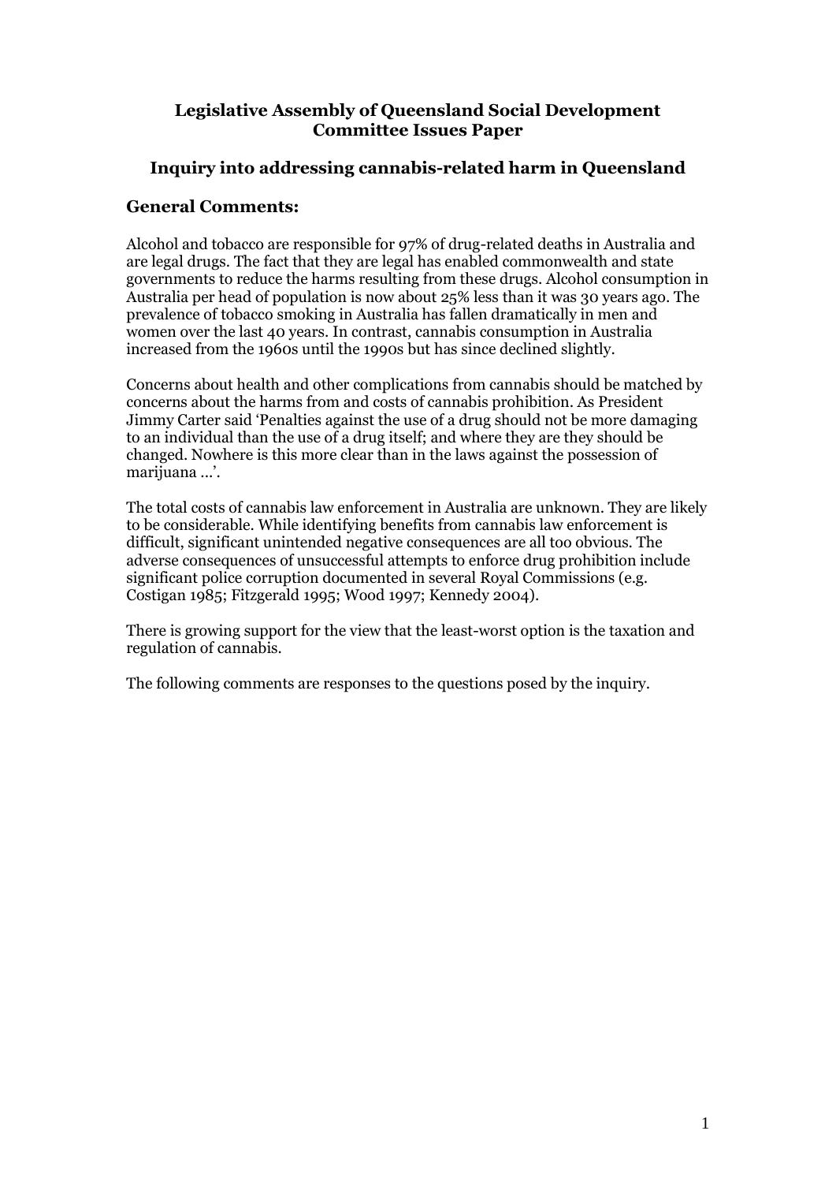# Legislative Assembly of Queensland Social Development Committee Issues Paper

## Inquiry into addressing cannabis-related harm in Queensland

### General Comments:

Alcohol and tobacco are responsible for 97% of drug-related deaths in Australia and are legal drugs. The fact that they are legal has enabled commonwealth and state governments to reduce the harms resulting from these drugs. Alcohol consumption in Australia per head of population is now about 25% less than it was 30 years ago. The prevalence of tobacco smoking in Australia has fallen dramatically in men and women over the last 40 years. In contrast, cannabis consumption in Australia increased from the 1960s until the 1990s but has since declined slightly.

Concerns about health and other complications from cannabis should be matched by concerns about the harms from and costs of cannabis prohibition. As President Jimmy Carter said 'Penalties against the use of a drug should not be more damaging to an individual than the use of a drug itself; and where they are they should be changed. Nowhere is this more clear than in the laws against the possession of marijuana ...'.

The total costs of cannabis law enforcement in Australia are unknown. They are likely to be considerable. While identifying benefits from cannabis law enforcement is difficult, significant unintended negative consequences are all too obvious. The adverse consequences of unsuccessful attempts to enforce drug prohibition include significant police corruption documented in several Royal Commissions (e.g. Costigan 1985; Fitzgerald 1995; Wood 1997; Kennedy 2004).

There is growing support for the view that the least-worst option is the taxation and regulation of cannabis.

The following comments are responses to the questions posed by the inquiry.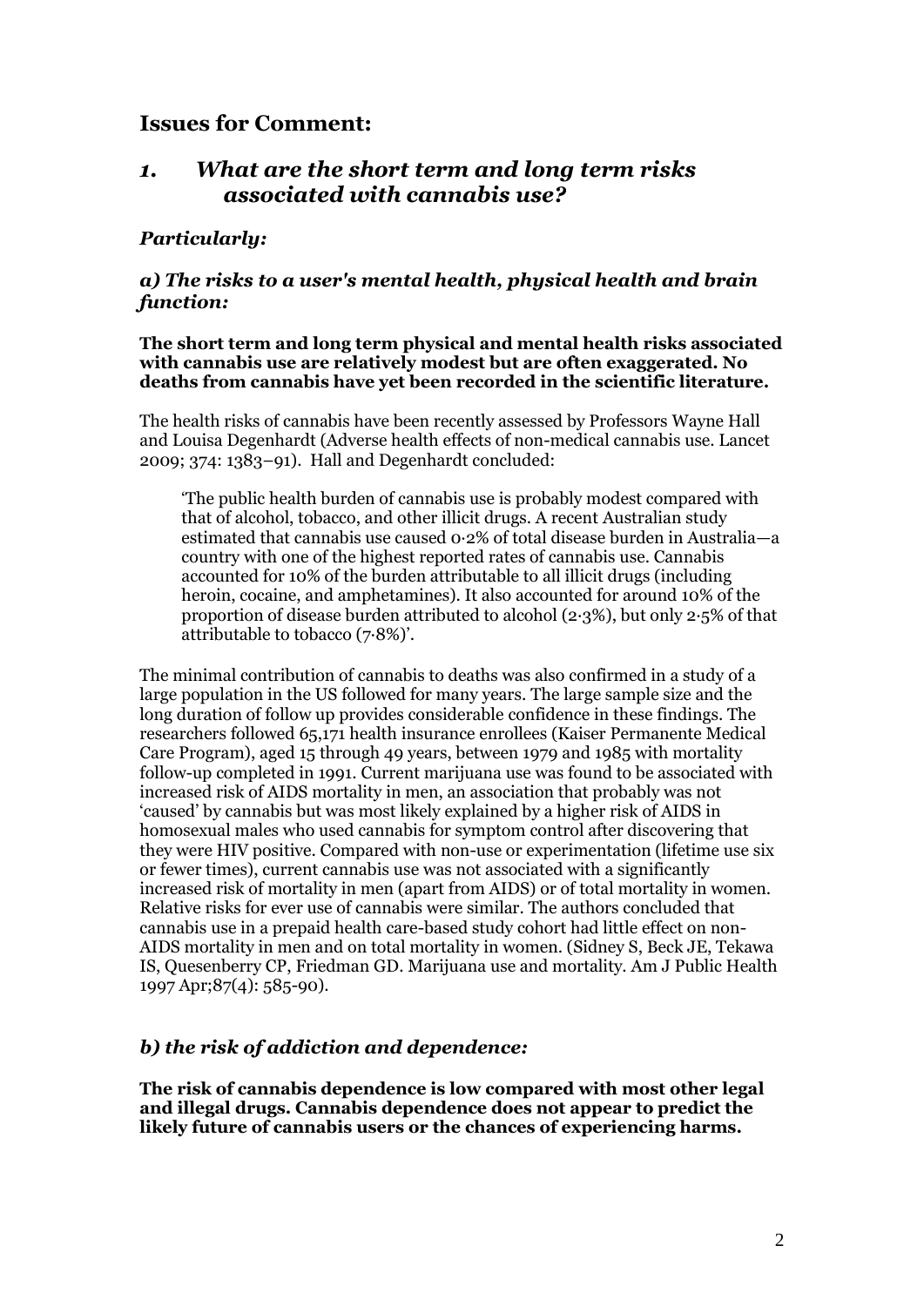## Issues for Comment:

## *1. What are the short term and long term risks associated with cannabis use?*

### *Particularly:*

### *a) The risks to a user's mental health, physical health and brain function:*

**The short term and long term physical and mental health risks associated with cannabis use are relatively modest but are often exaggerated. No deaths from cannabis have yet been recorded in the scientific literature.**

The health risks of cannabis have been recently assessed by Professors Wayne Hall and Louisa Degenhardt (Adverse health effects of non-medical cannabis use. Lancet 2009; 374: 1383–91). Hall and Degenhardt concluded:

> 'The public health burden of cannabis use is probably modest compared with that of alcohol, tobacco, and other illicit drugs. A recent Australian study estimated that cannabis use caused 0·2% of total disease burden in Australia—a country with one of the highest reported rates of cannabis use. Cannabis accounted for 10% of the burden attributable to all illicit drugs (including heroin, cocaine, and amphetamines). It also accounted for around 10% of the proportion of disease burden attributed to alcohol (2·3%), but only 2·5% of that attributable to tobacco (7·8%)'.

The minimal contribution of cannabis to deaths was also confirmed in a study of a large population in the US followed for many years. The large sample size and the long duration of follow up provides considerable confidence in these findings. The researchers followed 65,171 health insurance enrollees (Kaiser Permanente Medical Care Program), aged 15 through 49 years, between 1979 and 1985 with mortality follow-up completed in 1991. Current marijuana use was found to be associated with increased risk of AIDS mortality in men, an association that probably was not 'caused' by cannabis but was most likely explained by a higher risk of AIDS in homosexual males who used cannabis for symptom control after discovering that they were HIV positive. Compared with non-use or experimentation (lifetime use six or fewer times), current cannabis use was not associated with a significantly increased risk of mortality in men (apart from AIDS) or of total mortality in women. Relative risks for ever use of cannabis were similar. The authors concluded that cannabis use in a prepaid health care-based study cohort had little effect on non-AIDS mortality in men and on total mortality in women. (Sidney S, Beck JE, Tekawa IS, Quesenberry CP, Friedman GD. Marijuana use and mortality. Am J Public Health 1997 Apr;87(4): 585-90).

### *b) the risk of addiction and dependence:*

**The risk of cannabis dependence is low compared with most other legal and illegal drugs. Cannabis dependence does not appear to predict the likely future of cannabis users or the chances of experiencing harms.**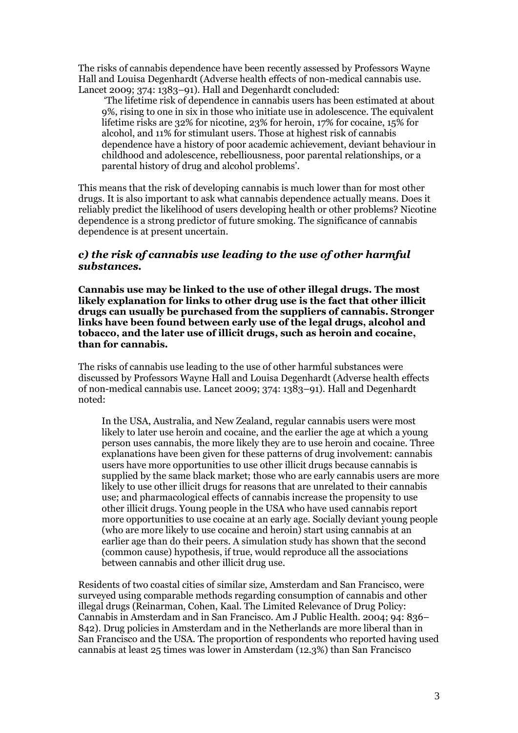The risks of cannabis dependence have been recently assessed by Professors Wayne Hall and Louisa Degenhardt (Adverse health effects of non-medical cannabis use. Lancet 2009; 374: 1383–91). Hall and Degenhardt concluded:

> 'The lifetime risk of dependence in cannabis users has been estimated at about 9%, rising to one in six in those who initiate use in adolescence. The equivalent lifetime risks are 32% for nicotine, 23% for heroin, 17% for cocaine, 15% for alcohol, and 11% for stimulant users. Those at highest risk of cannabis dependence have a history of poor academic achievement, deviant behaviour in childhood and adolescence, rebelliousness, poor parental relationships, or a parental history of drug and alcohol problems'.

This means that the risk of developing cannabis is much lower than for most other drugs. It is also important to ask what cannabis dependence actually means. Does it reliably predict the likelihood of users developing health or other problems? Nicotine dependence is a strong predictor of future smoking. The significance of cannabis dependence is at present uncertain.

### *c) the risk of cannabis use leading to the use of other harmful substances.*

**Cannabis use may be linked to the use of other illegal drugs. The most likely explanation for links to other drug use is the fact that other illicit drugs can usually be purchased from the suppliers of cannabis. Stronger links have been found between early use of the legal drugs, alcohol and tobacco, and the later use of illicit drugs, such as heroin and cocaine, than for cannabis.**

The risks of cannabis use leading to the use of other harmful substances were discussed by Professors Wayne Hall and Louisa Degenhardt (Adverse health effects of non-medical cannabis use. Lancet 2009; 374: 1383–91). Hall and Degenhardt noted:

> In the USA, Australia, and New Zealand, regular cannabis users were most likely to later use heroin and cocaine, and the earlier the age at which a young person uses cannabis, the more likely they are to use heroin and cocaine. Three explanations have been given for these patterns of drug involvement: cannabis users have more opportunities to use other illicit drugs because cannabis is supplied by the same black market; those who are early cannabis users are more likely to use other illicit drugs for reasons that are unrelated to their cannabis use; and pharmacological effects of cannabis increase the propensity to use other illicit drugs. Young people in the USA who have used cannabis report more opportunities to use cocaine at an early age. Socially deviant young people (who are more likely to use cocaine and heroin) start using cannabis at an earlier age than do their peers. A simulation study has shown that the second (common cause) hypothesis, if true, would reproduce all the associations between cannabis and other illicit drug use.

Residents of two coastal cities of similar size, Amsterdam and San Francisco, were surveyed using comparable methods regarding consumption of cannabis and other illegal drugs (Reinarman, Cohen, Kaal. The Limited Relevance of Drug Policy: Cannabis in Amsterdam and in San Francisco. Am J Public Health. 2004; 94: 836–842). Drug policies in Amsterdam and in the Netherlands are more liberal than in San Francisco and the USA. The proportion of respondents who reported having used cannabis at least 25 times was lower in Amsterdam (12.3%) than San Francisco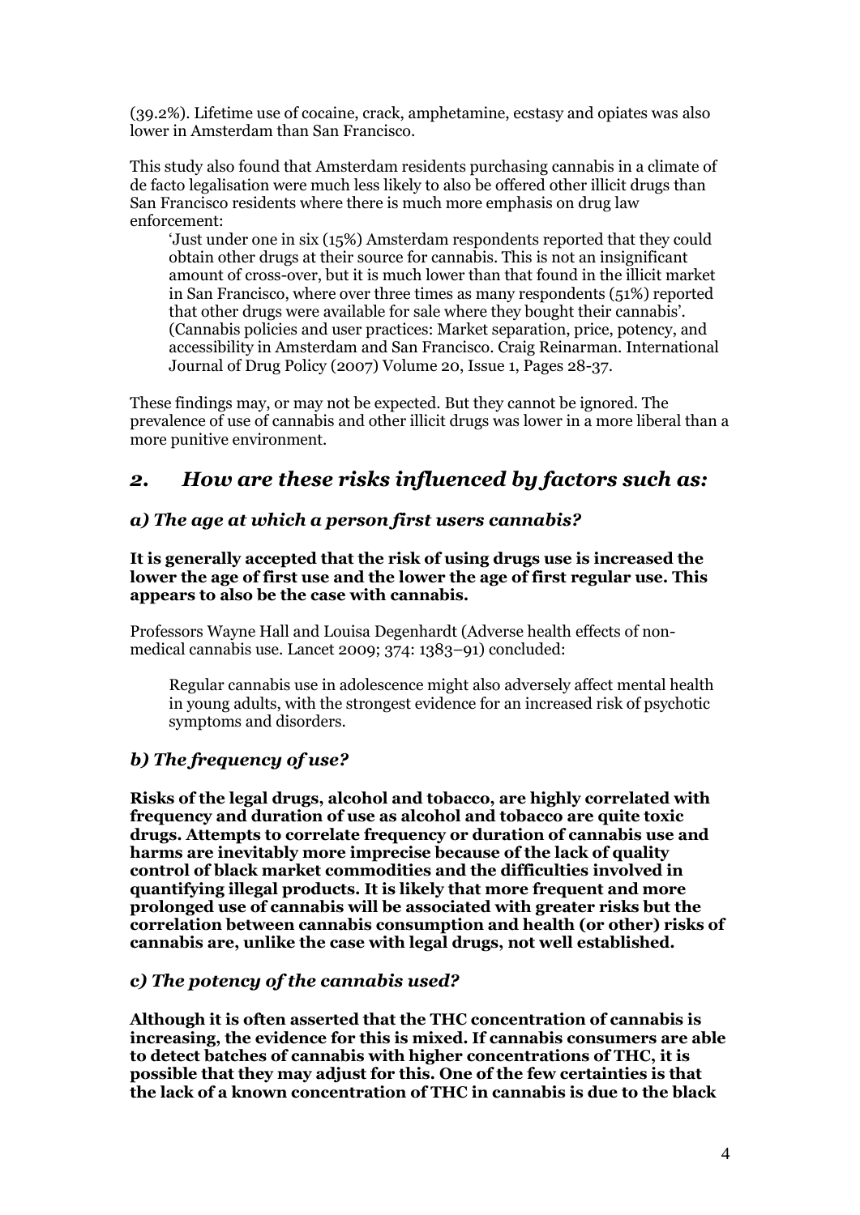(39.2%). Lifetime use of cocaine, crack, amphetamine, ecstasy and opiates was also lower in Amsterdam than San Francisco.

This study also found that Amsterdam residents purchasing cannabis in a climate of de facto legalisation were much less likely to also be offered other illicit drugs than San Francisco residents where there is much more emphasis on drug law enforcement:

> 'Just under one in six (15%) Amsterdam respondents reported that they could obtain other drugs at their source for cannabis. This is not an insignificant amount of cross-over, but it is much lower than that found in the illicit market in San Francisco, where over three times as many respondents (51%) reported that other drugs were available for sale where they bought their cannabis'. (Cannabis policies and user practices: Market separation, price, potency, and accessibility in Amsterdam and San Francisco. Craig Reinarman. International Journal of Drug Policy (2007) Volume 20, Issue 1, Pages 28-37.

These findings may, or may not be expected. But they cannot be ignored. The prevalence of use of cannabis and other illicit drugs was lower in a more liberal than a more punitive environment.

## *2. How are these risks influenced by factors such as:*

### *a) The age at which a person first users cannabis?*

**It is generally accepted that the risk of using drugs use is increased the lower the age of first use and the lower the age of first regular use. This appears to also be the case with cannabis.**

Professors Wayne Hall and Louisa Degenhardt (Adverse health effects of non-medical cannabis use. Lancet 2009; 374: 1383–91) concluded:

> Regular cannabis use in adolescence might also adversely affect mental health in young adults, with the strongest evidence for an increased risk of psychotic symptoms and disorders.

### *b) The frequency of use?*

**Risks of the legal drugs, alcohol and tobacco, are highly correlated with frequency and duration of use as alcohol and tobacco are quite toxic drugs. Attempts to correlate frequency or duration of cannabis use and harms are inevitably more imprecise because of the lack of quality control of black market commodities and the difficulties involved in quantifying illegal products. It is likely that more frequent and more prolonged use of cannabis will be associated with greater risks but the correlation between cannabis consumption and health (or other) risks of cannabis are, unlike the case with legal drugs, not well established.**

### *c) The potency of the cannabis used?*

**Although it is often asserted that the THC concentration of cannabis is increasing, the evidence for this is mixed. If cannabis consumers are able to detect batches of cannabis with higher concentrations of THC, it is possible that they may adjust for this. One of the few certainties is that the lack of a known concentration of THC in cannabis is due to the black**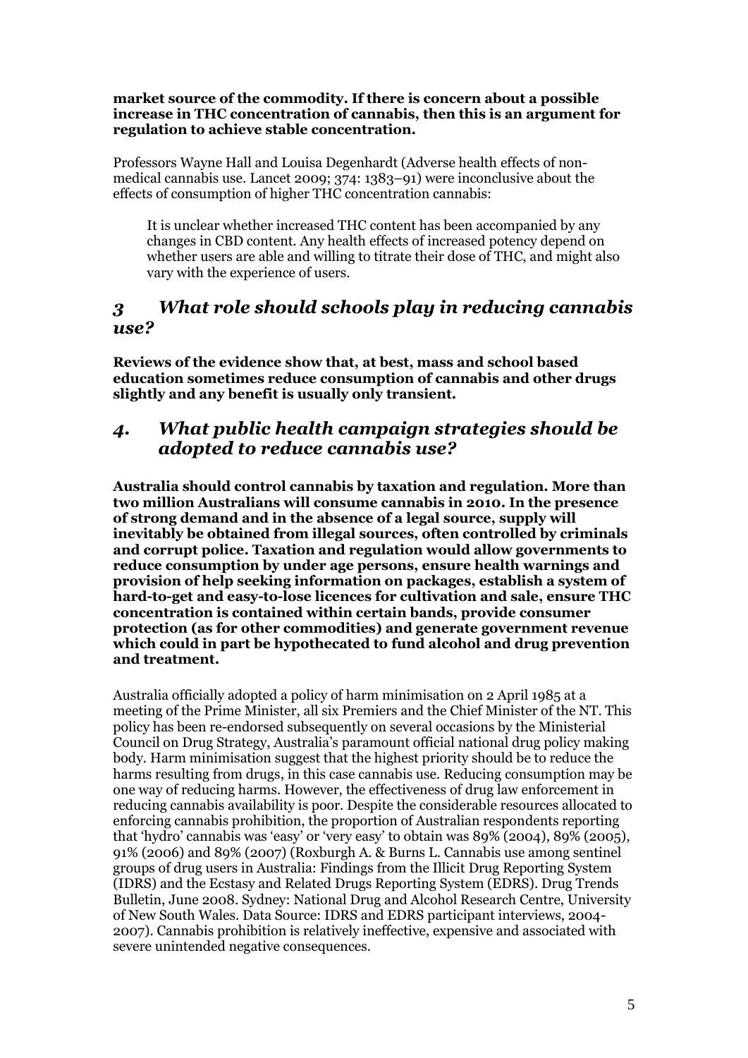**market source of the commodity. If there is concern about a possible increase in THC concentration of cannabis, then this is an argument for regulation to achieve stable concentration.**

Professors Wayne Hall and Louisa Degenhardt (Adverse health effects of non-medical cannabis use. Lancet 2009; 374: 1383–91) were inconclusive about the effects of consumption of higher THC concentration cannabis:

> It is unclear whether increased THC content has been accompanied by any changes in CBD content. Any health effects of increased potency depend on whether users are able and willing to titrate their dose of THC, and might also vary with the experience of users.

## *3 What role should schools play in reducing cannabis use?*

**Reviews of the evidence show that, at best, mass and school based education sometimes reduce consumption of cannabis and other drugs slightly and any benefit is usually only transient.**

## *4. What public health campaign strategies should be adopted to reduce cannabis use?*

**Australia should control cannabis by taxation and regulation. More than two million Australians will consume cannabis in 2010. In the presence of strong demand and in the absence of a legal source, supply will inevitably be obtained from illegal sources, often controlled by criminals and corrupt police. Taxation and regulation would allow governments to reduce consumption by under age persons, ensure health warnings and provision of help seeking information on packages, establish a system of hard-to-get and easy-to-lose licences for cultivation and sale, ensure THC concentration is contained within certain bands, provide consumer protection (as for other commodities) and generate government revenue which could in part be hypothecated to fund alcohol and drug prevention and treatment.**

Australia officially adopted a policy of harm minimisation on 2 April 1985 at a meeting of the Prime Minister, all six Premiers and the Chief Minister of the NT. This policy has been re-endorsed subsequently on several occasions by the Ministerial Council on Drug Strategy, Australia's paramount official national drug policy making body. Harm minimisation suggest that the highest priority should be to reduce the harms resulting from drugs, in this case cannabis use. Reducing consumption may be one way of reducing harms. However, the effectiveness of drug law enforcement in reducing cannabis availability is poor. Despite the considerable resources allocated to enforcing cannabis prohibition, the proportion of Australian respondents reporting that 'hydro' cannabis was 'easy' or 'very easy' to obtain was 89% (2004), 89% (2005), 91% (2006) and 89% (2007) (Roxburgh A. & Burns L. Cannabis use among sentinel groups of drug users in Australia: Findings from the Illicit Drug Reporting System (IDRS) and the Ecstasy and Related Drugs Reporting System (EDRS). Drug Trends Bulletin, June 2008. Sydney: National Drug and Alcohol Research Centre, University of New South Wales. Data Source: IDRS and EDRS participant interviews, 2004-2007). Cannabis prohibition is relatively ineffective, expensive and associated with severe unintended negative consequences.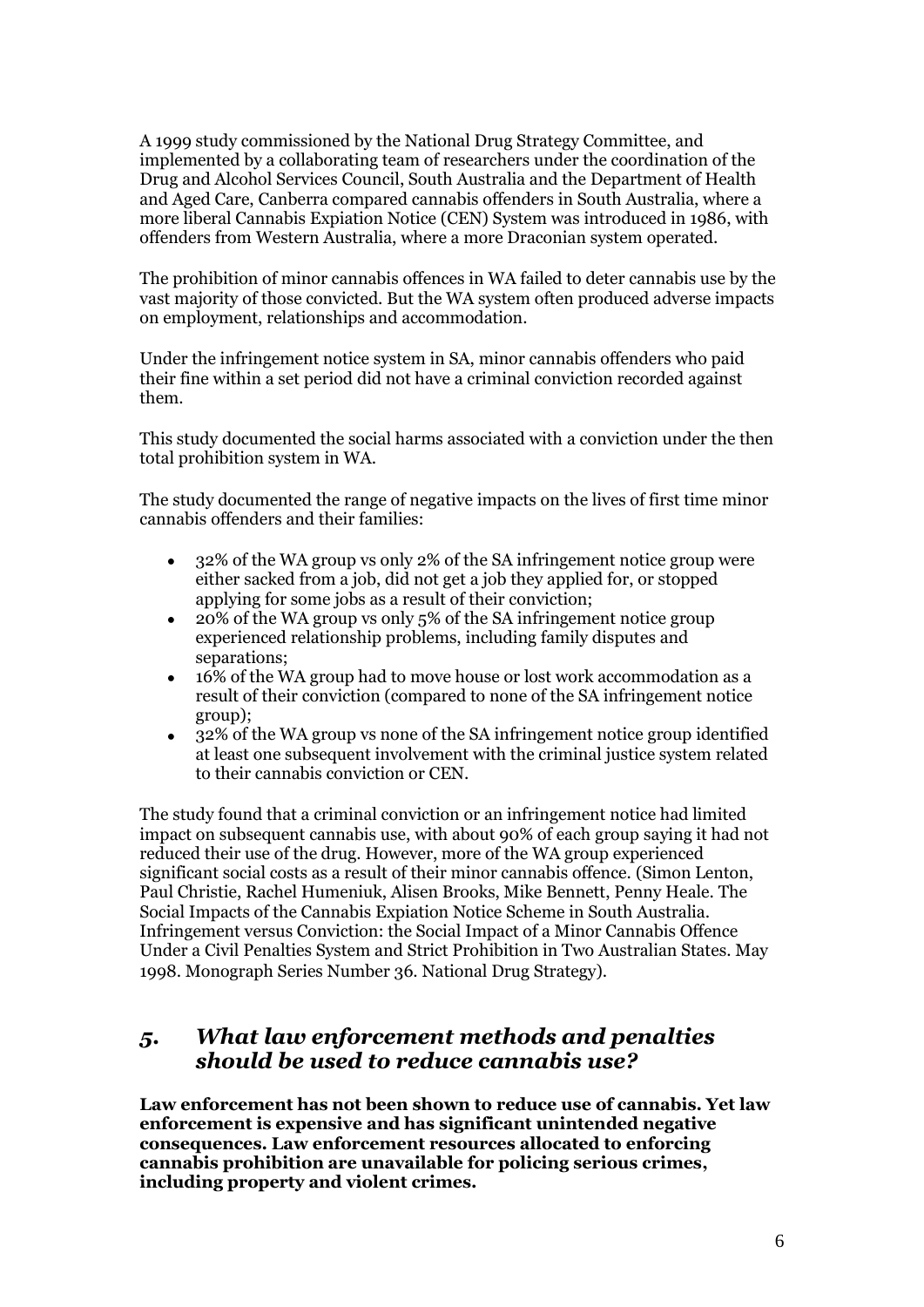A 1999 study commissioned by the National Drug Strategy Committee, and implemented by a collaborating team of researchers under the coordination of the Drug and Alcohol Services Council, South Australia and the Department of Health and Aged Care, Canberra compared cannabis offenders in South Australia, where a more liberal Cannabis Expiation Notice (CEN) System was introduced in 1986, with offenders from Western Australia, where a more Draconian system operated.

The prohibition of minor cannabis offences in WA failed to deter cannabis use by the vast majority of those convicted. But the WA system often produced adverse impacts on employment, relationships and accommodation.

Under the infringement notice system in SA, minor cannabis offenders who paid their fine within a set period did not have a criminal conviction recorded against them.

This study documented the social harms associated with a conviction under the then total prohibition system in WA.

The study documented the range of negative impacts on the lives of first time minor cannabis offenders and their families:

- 32% of the WA group vs only 2% of the SA infringement notice group were either sacked from a job, did not get a job they applied for, or stopped applying for some jobs as a result of their conviction;
- 20% of the WA group vs only 5% of the SA infringement notice group experienced relationship problems, including family disputes and separations;
- 16% of the WA group had to move house or lost work accommodation as a result of their conviction (compared to none of the SA infringement notice group);
- 32% of the WA group vs none of the SA infringement notice group identified at least one subsequent involvement with the criminal justice system related to their cannabis conviction or CEN.

The study found that a criminal conviction or an infringement notice had limited impact on subsequent cannabis use, with about 90% of each group saying it had not reduced their use of the drug. However, more of the WA group experienced significant social costs as a result of their minor cannabis offence. (Simon Lenton, Paul Christie, Rachel Humeniuk, Alisen Brooks, Mike Bennett, Penny Heale. The Social Impacts of the Cannabis Expiation Notice Scheme in South Australia. Infringement versus Conviction: the Social Impact of a Minor Cannabis Offence Under a Civil Penalties System and Strict Prohibition in Two Australian States. May 1998. Monograph Series Number 36. National Drug Strategy).

## *5. What law enforcement methods and penalties should be used to reduce cannabis use?*

**Law enforcement has not been shown to reduce use of cannabis. Yet law enforcement is expensive and has significant unintended negative consequences. Law enforcement resources allocated to enforcing cannabis prohibition are unavailable for policing serious crimes, including property and violent crimes.**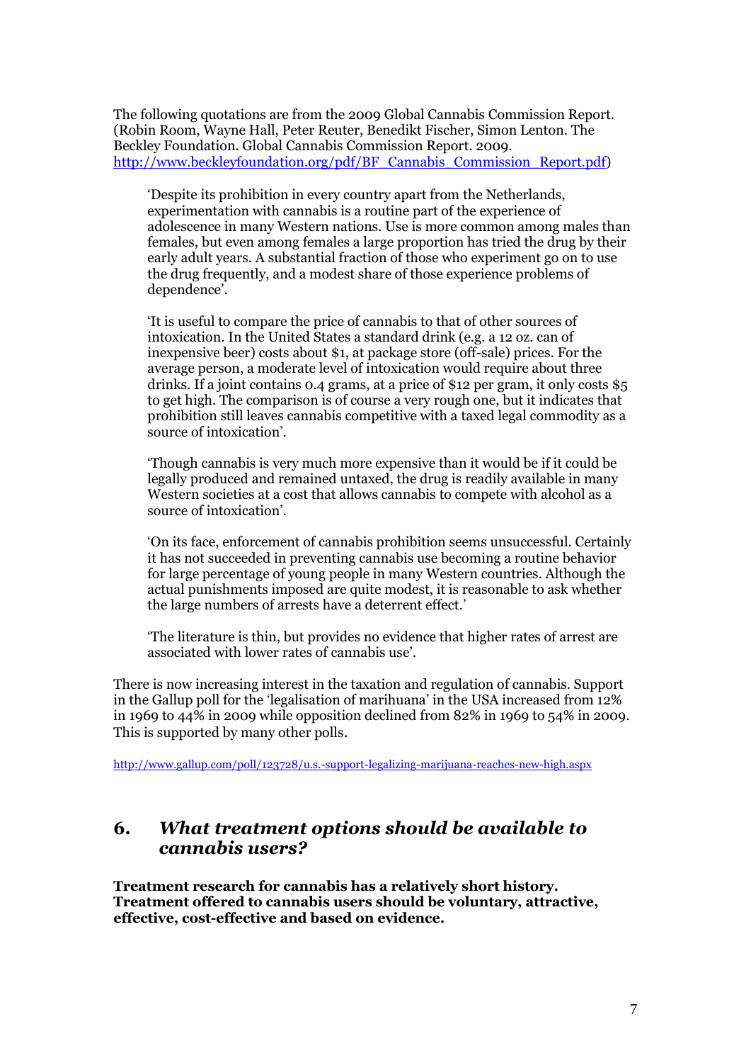The following quotations are from the 2009 Global Cannabis Commission Report. (Robin Room, Wayne Hall, Peter Reuter, Benedikt Fischer, Simon Lenton. The Beckley Foundation. Global Cannabis Commission Report. 2009. http://www.beckleyfoundation.org/pdf/BF_Cannabis_Commission_Report.pdf)

> 'Despite its prohibition in every country apart from the Netherlands, experimentation with cannabis is a routine part of the experience of adolescence in many Western nations. Use is more common among males than females, but even among females a large proportion has tried the drug by their early adult years. A substantial fraction of those who experiment go on to use the drug frequently, and a modest share of those experience problems of dependence'.
>
> 'It is useful to compare the price of cannabis to that of other sources of intoxication. In the United States a standard drink (e.g. a 12 oz. can of inexpensive beer) costs about $1, at package store (off-sale) prices. For the average person, a moderate level of intoxication would require about three drinks. If a joint contains 0.4 grams, at a price of $12 per gram, it only costs $5 to get high. The comparison is of course a very rough one, but it indicates that prohibition still leaves cannabis competitive with a taxed legal commodity as a source of intoxication'.
>
> 'Though cannabis is very much more expensive than it would be if it could be legally produced and remained untaxed, the drug is readily available in many Western societies at a cost that allows cannabis to compete with alcohol as a source of intoxication'.
>
> 'On its face, enforcement of cannabis prohibition seems unsuccessful. Certainly it has not succeeded in preventing cannabis use becoming a routine behavior for large percentage of young people in many Western countries. Although the actual punishments imposed are quite modest, it is reasonable to ask whether the large numbers of arrests have a deterrent effect.'
>
> 'The literature is thin, but provides no evidence that higher rates of arrest are associated with lower rates of cannabis use'.

There is now increasing interest in the taxation and regulation of cannabis. Support in the Gallup poll for the 'legalisation of marihuana' in the USA increased from 12% in 1969 to 44% in 2009 while opposition declined from 82% in 1969 to 54% in 2009. This is supported by many other polls.

http://www.gallup.com/poll/123728/u.s.-support-legalizing-marijuana-reaches-new-high.aspx

## 6. *What treatment options should be available to cannabis users?*

**Treatment research for cannabis has a relatively short history. Treatment offered to cannabis users should be voluntary, attractive, effective, cost-effective and based on evidence.**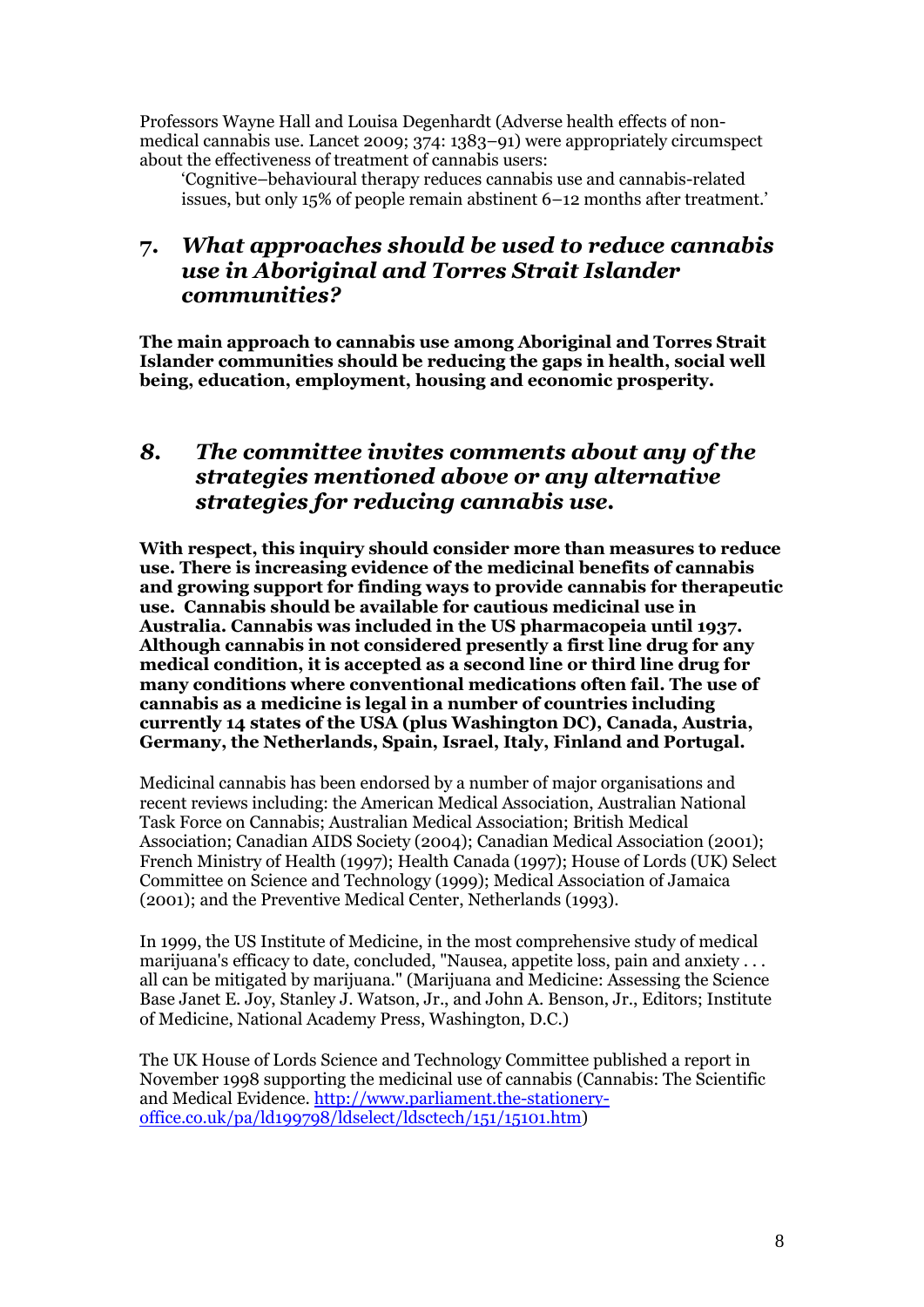Professors Wayne Hall and Louisa Degenhardt (Adverse health effects of non-medical cannabis use. Lancet 2009; 374: 1383–91) were appropriately circumspect about the effectiveness of treatment of cannabis users:

> 'Cognitive–behavioural therapy reduces cannabis use and cannabis-related issues, but only 15% of people remain abstinent 6–12 months after treatment.'

## 7. *What approaches should be used to reduce cannabis use in Aboriginal and Torres Strait Islander communities?*

**The main approach to cannabis use among Aboriginal and Torres Strait Islander communities should be reducing the gaps in health, social well being, education, employment, housing and economic prosperity.**

## 8. *The committee invites comments about any of the strategies mentioned above or any alternative strategies for reducing cannabis use.*

**With respect, this inquiry should consider more than measures to reduce use. There is increasing evidence of the medicinal benefits of cannabis and growing support for finding ways to provide cannabis for therapeutic use. Cannabis should be available for cautious medicinal use in Australia. Cannabis was included in the US pharmacopeia until 1937. Although cannabis in not considered presently a first line drug for any medical condition, it is accepted as a second line or third line drug for many conditions where conventional medications often fail. The use of cannabis as a medicine is legal in a number of countries including currently 14 states of the USA (plus Washington DC), Canada, Austria, Germany, the Netherlands, Spain, Israel, Italy, Finland and Portugal.**

Medicinal cannabis has been endorsed by a number of major organisations and recent reviews including: the American Medical Association, Australian National Task Force on Cannabis; Australian Medical Association; British Medical Association; Canadian AIDS Society (2004); Canadian Medical Association (2001); French Ministry of Health (1997); Health Canada (1997); House of Lords (UK) Select Committee on Science and Technology (1999); Medical Association of Jamaica (2001); and the Preventive Medical Center, Netherlands (1993).

In 1999, the US Institute of Medicine, in the most comprehensive study of medical marijuana's efficacy to date, concluded, "Nausea, appetite loss, pain and anxiety . . . all can be mitigated by marijuana." (Marijuana and Medicine: Assessing the Science Base Janet E. Joy, Stanley J. Watson, Jr., and John A. Benson, Jr., Editors; Institute of Medicine, National Academy Press, Washington, D.C.)

The UK House of Lords Science and Technology Committee published a report in November 1998 supporting the medicinal use of cannabis (Cannabis: The Scientific and Medical Evidence. [http://www.parliament.the-stationery-office.co.uk/pa/ld199798/ldselect/ldsctech/151/15101.htm](http://www.parliament.the-stationery-office.co.uk/pa/ld199798/ldselect/ldsctech/151/15101.htm))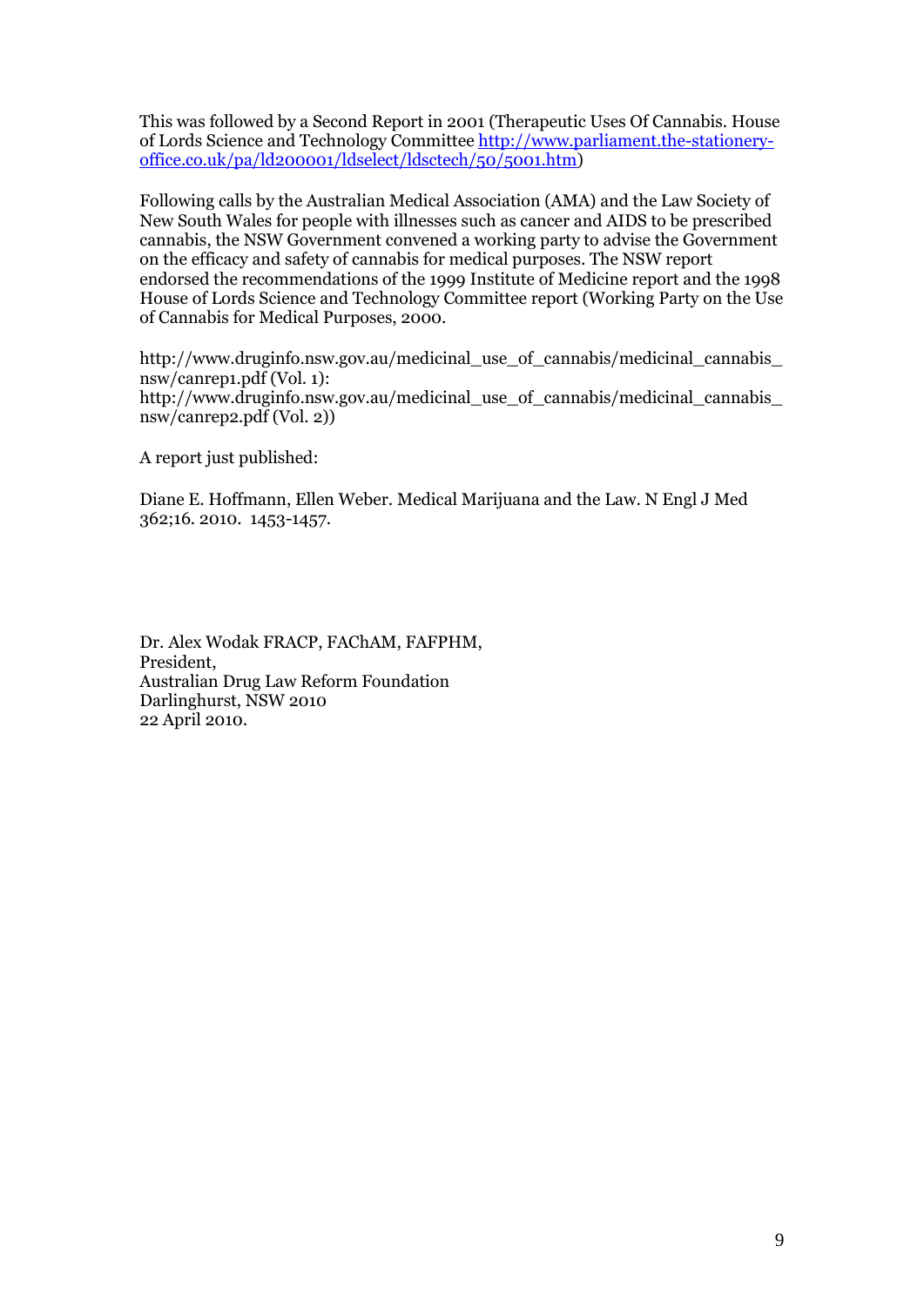This was followed by a Second Report in 2001 (Therapeutic Uses Of Cannabis. House of Lords Science and Technology Committee http://www.parliament.the-stationery-office.co.uk/pa/ld200001/ldselect/ldsctech/50/5001.htm)

Following calls by the Australian Medical Association (AMA) and the Law Society of New South Wales for people with illnesses such as cancer and AIDS to be prescribed cannabis, the NSW Government convened a working party to advise the Government on the efficacy and safety of cannabis for medical purposes. The NSW report endorsed the recommendations of the 1999 Institute of Medicine report and the 1998 House of Lords Science and Technology Committee report (Working Party on the Use of Cannabis for Medical Purposes, 2000.

http://www.druginfo.nsw.gov.au/medicinal_use_of_cannabis/medicinal_cannabis_nsw/canrep1.pdf (Vol. 1):
http://www.druginfo.nsw.gov.au/medicinal_use_of_cannabis/medicinal_cannabis_nsw/canrep2.pdf (Vol. 2))

A report just published:

Diane E. Hoffmann, Ellen Weber. Medical Marijuana and the Law. N Engl J Med 362;16. 2010. 1453-1457.

Dr. Alex Wodak FRACP, FAChAM, FAFPHM,
President,
Australian Drug Law Reform Foundation
Darlinghurst, NSW 2010
22 April 2010.